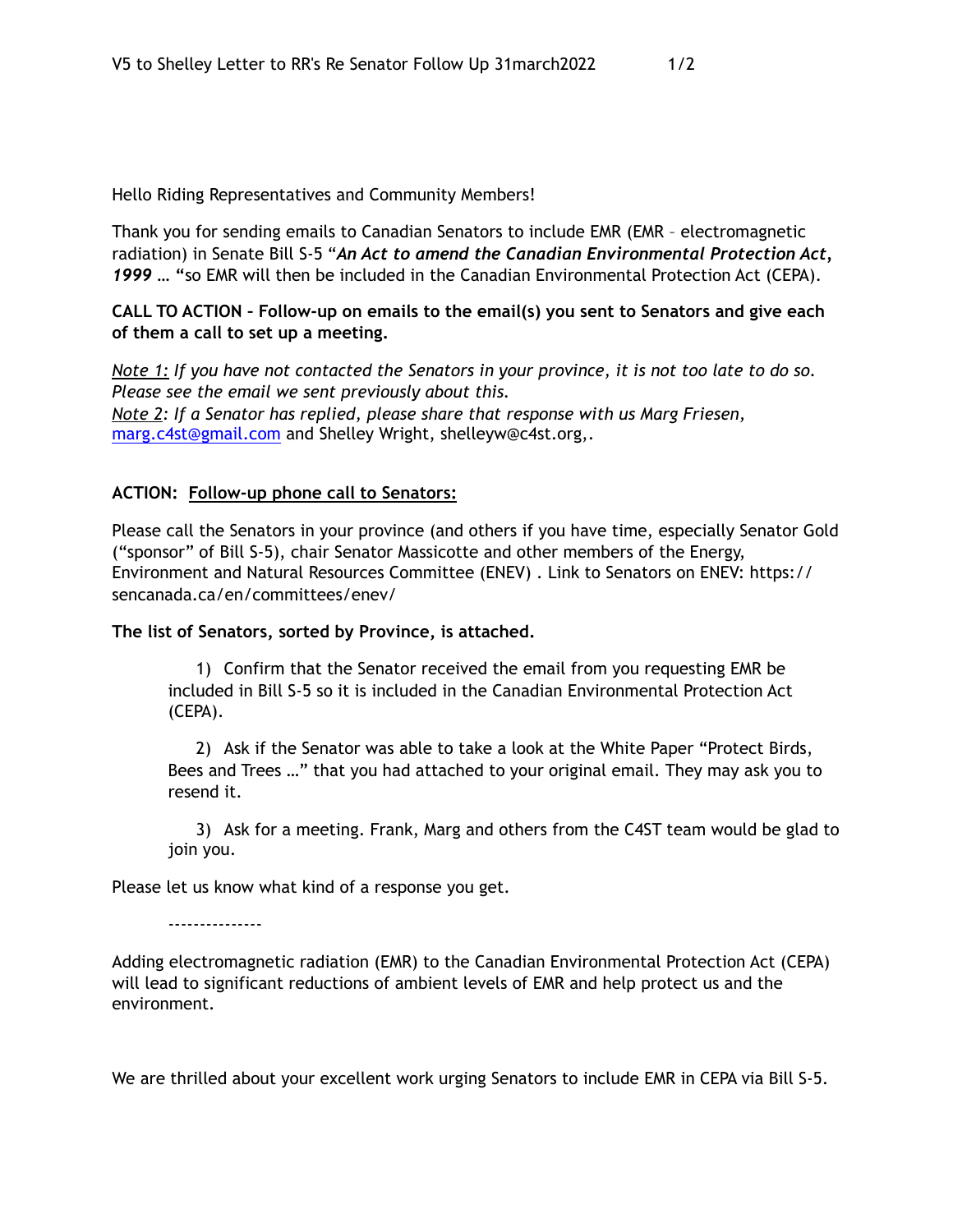Hello Riding Representatives and Community Members!

Thank you for sending emails to Canadian Senators to include EMR (EMR – electromagnetic radiation) in Senate Bill S-5 "***An Act to amend the Canadian Environmental Protection Act, 1999* … "**so EMR will then be included in the Canadian Environmental Protection Act (CEPA).

**CALL TO ACTION – Follow-up on emails to the email(s) you sent to Senators and give each of them a call to set up a meeting.**

*Note 1: If you have not contacted the Senators in your province, it is not too late to do so. Please see the email we sent previously about this.*
*Note 2: If a Senator has replied, please share that response with us Marg Friesen,* marg.c4st@gmail.com and Shelley Wright, shelleyw@c4st.org,.

**ACTION: Follow-up phone call to Senators:**

Please call the Senators in your province (and others if you have time, especially Senator Gold ("sponsor" of Bill S-5), chair Senator Massicotte and other members of the Energy, Environment and Natural Resources Committee (ENEV) . Link to Senators on ENEV: https://sencanada.ca/en/committees/enev/

**The list of Senators, sorted by Province, is attached.**

1) Confirm that the Senator received the email from you requesting EMR be included in Bill S-5 so it is included in the Canadian Environmental Protection Act (CEPA).

2) Ask if the Senator was able to take a look at the White Paper "Protect Birds, Bees and Trees …" that you had attached to your original email. They may ask you to resend it.

3) Ask for a meeting. Frank, Marg and others from the C4ST team would be glad to join you.

Please let us know what kind of a response you get.

---------------

Adding electromagnetic radiation (EMR) to the Canadian Environmental Protection Act (CEPA) will lead to significant reductions of ambient levels of EMR and help protect us and the environment.

We are thrilled about your excellent work urging Senators to include EMR in CEPA via Bill S-5.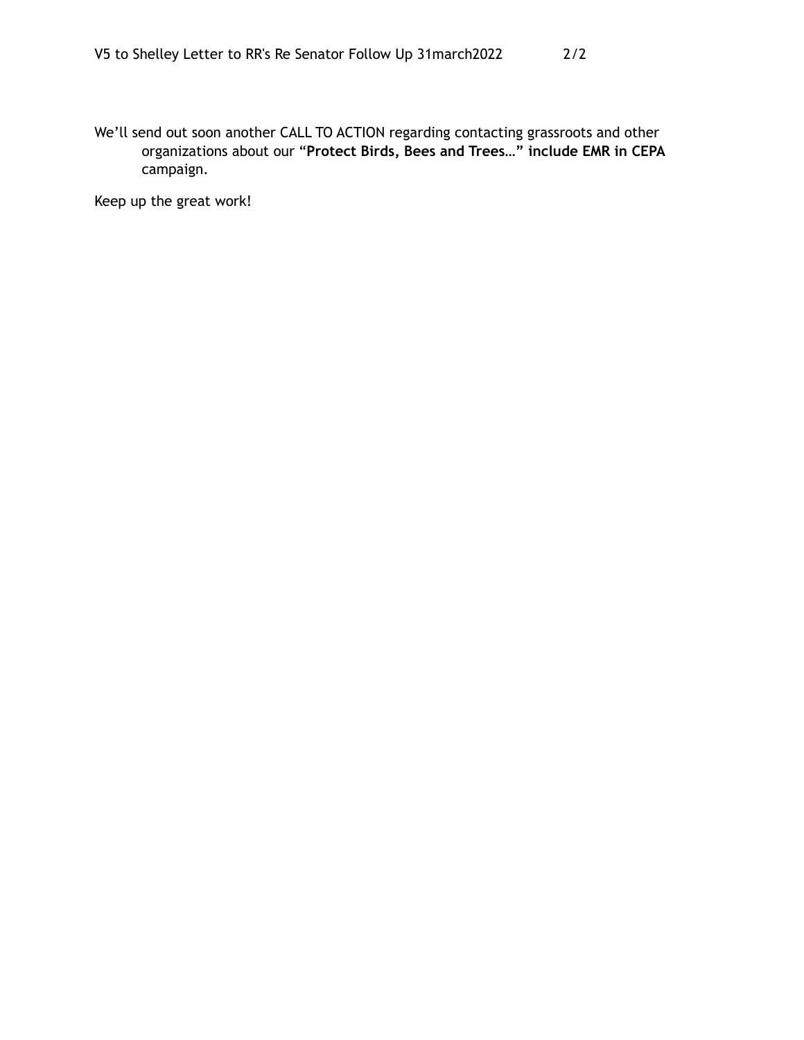We'll send out soon another CALL TO ACTION regarding contacting grassroots and other organizations about our **"Protect Birds, Bees and Trees…" include EMR in CEPA** campaign.

Keep up the great work!